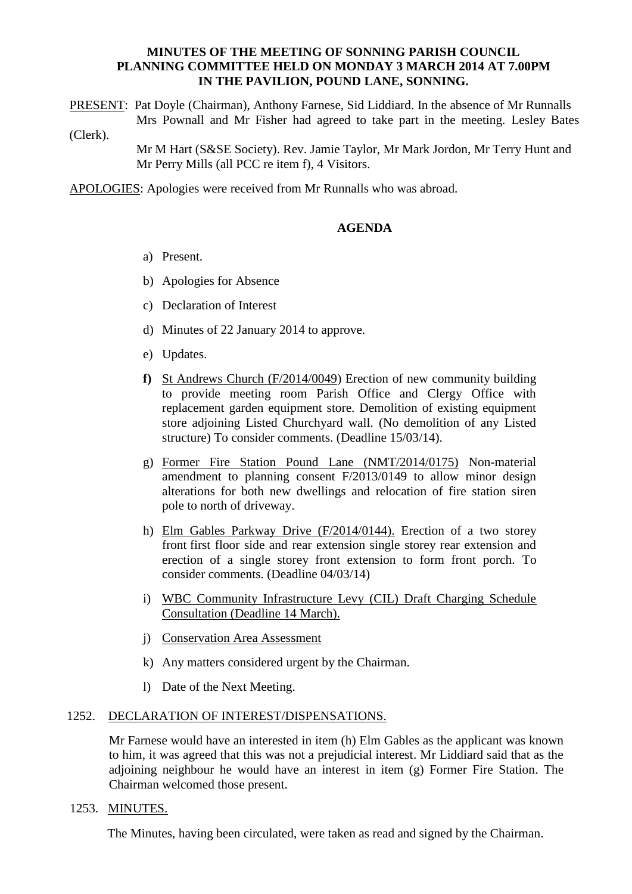**MINUTES OF THE MEETING OF SONNING PARISH COUNCIL PLANNING COMMITTEE HELD ON MONDAY 3 MARCH 2014 AT 7.00PM IN THE PAVILION, POUND LANE, SONNING.**

PRESENT: Pat Doyle (Chairman), Anthony Farnese, Sid Liddiard. In the absence of Mr Runnalls Mrs Pownall and Mr Fisher had agreed to take part in the meeting. Lesley Bates (Clerk).

Mr M Hart (S&SE Society). Rev. Jamie Taylor, Mr Mark Jordon, Mr Terry Hunt and Mr Perry Mills (all PCC re item f), 4 Visitors.

APOLOGIES: Apologies were received from Mr Runnalls who was abroad.

## AGENDA

a) Present.

b) Apologies for Absence

c) Declaration of Interest

d) Minutes of 22 January 2014 to approve.

e) Updates.

**f)** St Andrews Church (F/2014/0049) Erection of new community building to provide meeting room Parish Office and Clergy Office with replacement garden equipment store. Demolition of existing equipment store adjoining Listed Churchyard wall. (No demolition of any Listed structure) To consider comments. (Deadline 15/03/14).

g) Former Fire Station Pound Lane (NMT/2014/0175) Non-material amendment to planning consent F/2013/0149 to allow minor design alterations for both new dwellings and relocation of fire station siren pole to north of driveway.

h) Elm Gables Parkway Drive (F/2014/0144). Erection of a two storey front first floor side and rear extension single storey rear extension and erection of a single storey front extension to form front porch. To consider comments. (Deadline 04/03/14)

i) WBC Community Infrastructure Levy (CIL) Draft Charging Schedule Consultation (Deadline 14 March).

j) Conservation Area Assessment

k) Any matters considered urgent by the Chairman.

l) Date of the Next Meeting.

1252. DECLARATION OF INTEREST/DISPENSATIONS.

Mr Farnese would have an interested in item (h) Elm Gables as the applicant was known to him, it was agreed that this was not a prejudicial interest. Mr Liddiard said that as the adjoining neighbour he would have an interest in item (g) Former Fire Station. The Chairman welcomed those present.

1253. MINUTES.

The Minutes, having been circulated, were taken as read and signed by the Chairman.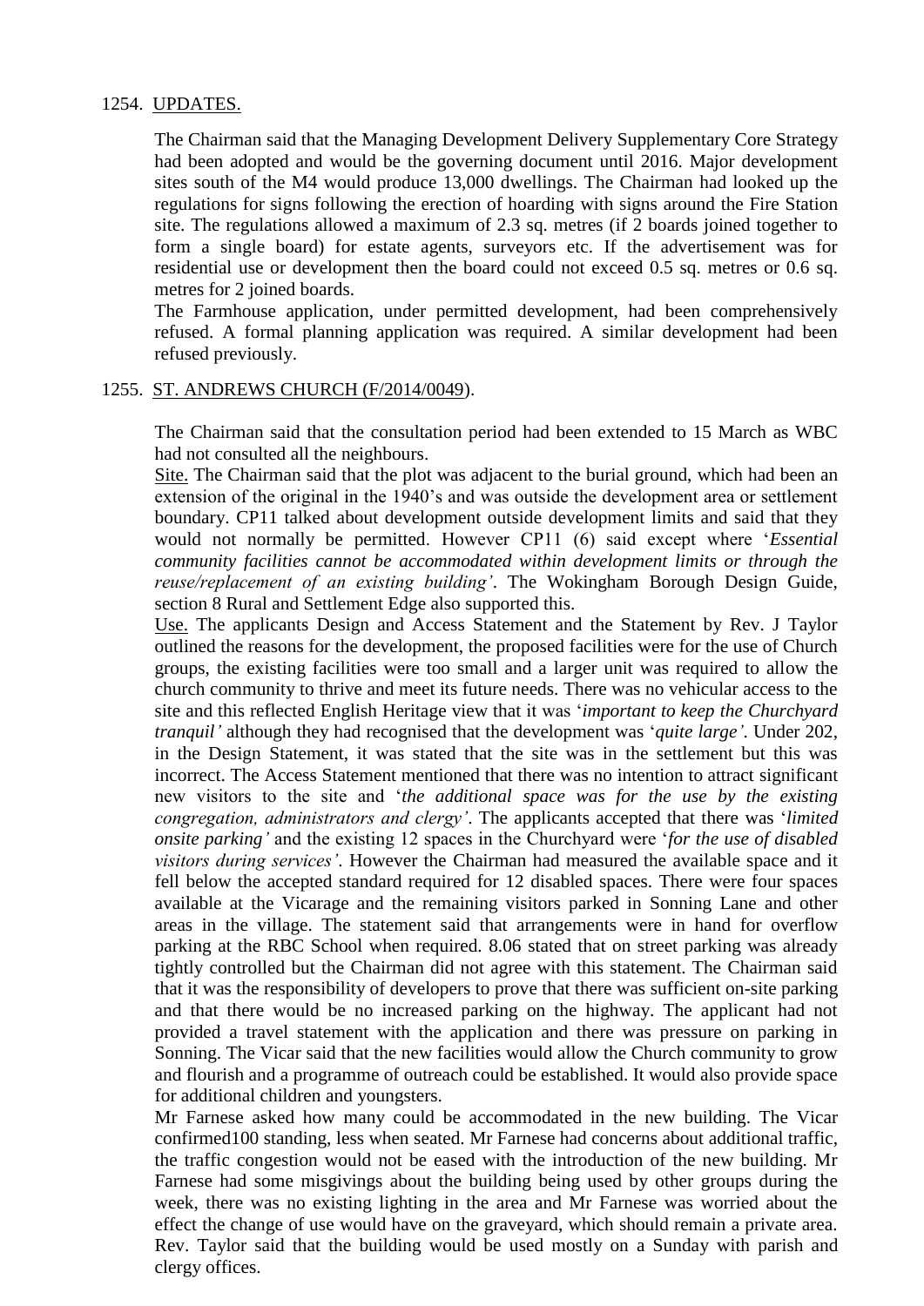1254. UPDATES.

The Chairman said that the Managing Development Delivery Supplementary Core Strategy had been adopted and would be the governing document until 2016. Major development sites south of the M4 would produce 13,000 dwellings. The Chairman had looked up the regulations for signs following the erection of hoarding with signs around the Fire Station site. The regulations allowed a maximum of 2.3 sq. metres (if 2 boards joined together to form a single board) for estate agents, surveyors etc. If the advertisement was for residential use or development then the board could not exceed 0.5 sq. metres or 0.6 sq. metres for 2 joined boards.

The Farmhouse application, under permitted development, had been comprehensively refused. A formal planning application was required. A similar development had been refused previously.

1255. ST. ANDREWS CHURCH (F/2014/0049).

The Chairman said that the consultation period had been extended to 15 March as WBC had not consulted all the neighbours.

Site. The Chairman said that the plot was adjacent to the burial ground, which had been an extension of the original in the 1940's and was outside the development area or settlement boundary. CP11 talked about development outside development limits and said that they would not normally be permitted. However CP11 (6) said except where '*Essential community facilities cannot be accommodated within development limits or through the reuse/replacement of an existing building*'. The Wokingham Borough Design Guide, section 8 Rural and Settlement Edge also supported this.

Use. The applicants Design and Access Statement and the Statement by Rev. J Taylor outlined the reasons for the development, the proposed facilities were for the use of Church groups, the existing facilities were too small and a larger unit was required to allow the church community to thrive and meet its future needs. There was no vehicular access to the site and this reflected English Heritage view that it was '*important to keep the Churchyard tranquil'* although they had recognised that the development was '*quite large'*. Under 202, in the Design Statement, it was stated that the site was in the settlement but this was incorrect. The Access Statement mentioned that there was no intention to attract significant new visitors to the site and '*the additional space was for the use by the existing congregation, administrators and clergy'*. The applicants accepted that there was '*limited onsite parking'* and the existing 12 spaces in the Churchyard were '*for the use of disabled visitors during services'*. However the Chairman had measured the available space and it fell below the accepted standard required for 12 disabled spaces. There were four spaces available at the Vicarage and the remaining visitors parked in Sonning Lane and other areas in the village. The statement said that arrangements were in hand for overflow parking at the RBC School when required. 8.06 stated that on street parking was already tightly controlled but the Chairman did not agree with this statement. The Chairman said that it was the responsibility of developers to prove that there was sufficient on-site parking and that there would be no increased parking on the highway. The applicant had not provided a travel statement with the application and there was pressure on parking in Sonning. The Vicar said that the new facilities would allow the Church community to grow and flourish and a programme of outreach could be established. It would also provide space for additional children and youngsters.

Mr Farnese asked how many could be accommodated in the new building. The Vicar confirmed100 standing, less when seated. Mr Farnese had concerns about additional traffic, the traffic congestion would not be eased with the introduction of the new building. Mr Farnese had some misgivings about the building being used by other groups during the week, there was no existing lighting in the area and Mr Farnese was worried about the effect the change of use would have on the graveyard, which should remain a private area. Rev. Taylor said that the building would be used mostly on a Sunday with parish and clergy offices.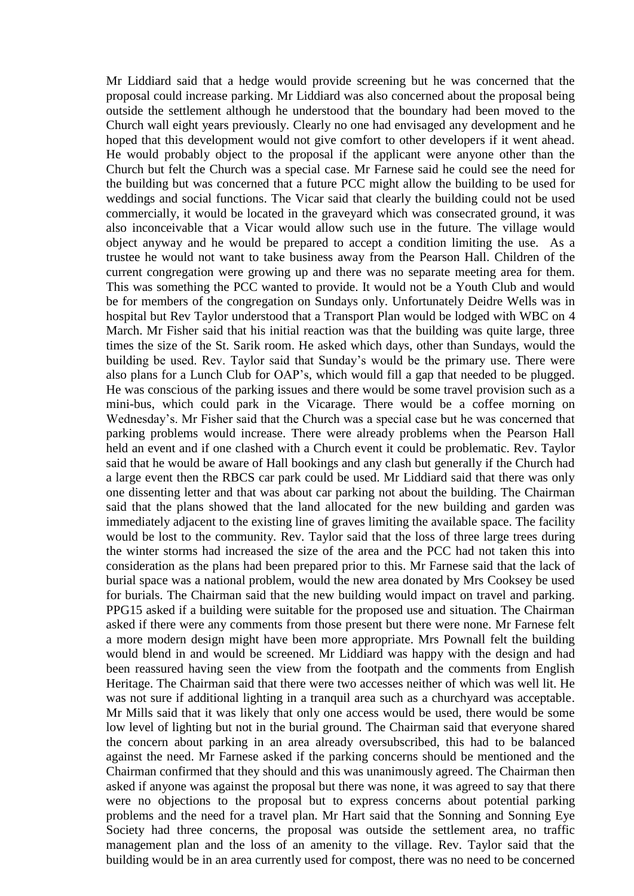Mr Liddiard said that a hedge would provide screening but he was concerned that the proposal could increase parking. Mr Liddiard was also concerned about the proposal being outside the settlement although he understood that the boundary had been moved to the Church wall eight years previously. Clearly no one had envisaged any development and he hoped that this development would not give comfort to other developers if it went ahead. He would probably object to the proposal if the applicant were anyone other than the Church but felt the Church was a special case. Mr Farnese said he could see the need for the building but was concerned that a future PCC might allow the building to be used for weddings and social functions. The Vicar said that clearly the building could not be used commercially, it would be located in the graveyard which was consecrated ground, it was also inconceivable that a Vicar would allow such use in the future. The village would object anyway and he would be prepared to accept a condition limiting the use. As a trustee he would not want to take business away from the Pearson Hall. Children of the current congregation were growing up and there was no separate meeting area for them. This was something the PCC wanted to provide. It would not be a Youth Club and would be for members of the congregation on Sundays only. Unfortunately Deidre Wells was in hospital but Rev Taylor understood that a Transport Plan would be lodged with WBC on 4 March. Mr Fisher said that his initial reaction was that the building was quite large, three times the size of the St. Sarik room. He asked which days, other than Sundays, would the building be used. Rev. Taylor said that Sunday's would be the primary use. There were also plans for a Lunch Club for OAP's, which would fill a gap that needed to be plugged. He was conscious of the parking issues and there would be some travel provision such as a mini-bus, which could park in the Vicarage. There would be a coffee morning on Wednesday's. Mr Fisher said that the Church was a special case but he was concerned that parking problems would increase. There were already problems when the Pearson Hall held an event and if one clashed with a Church event it could be problematic. Rev. Taylor said that he would be aware of Hall bookings and any clash but generally if the Church had a large event then the RBCS car park could be used. Mr Liddiard said that there was only one dissenting letter and that was about car parking not about the building. The Chairman said that the plans showed that the land allocated for the new building and garden was immediately adjacent to the existing line of graves limiting the available space. The facility would be lost to the community. Rev. Taylor said that the loss of three large trees during the winter storms had increased the size of the area and the PCC had not taken this into consideration as the plans had been prepared prior to this. Mr Farnese said that the lack of burial space was a national problem, would the new area donated by Mrs Cooksey be used for burials. The Chairman said that the new building would impact on travel and parking. PPG15 asked if a building were suitable for the proposed use and situation. The Chairman asked if there were any comments from those present but there were none. Mr Farnese felt a more modern design might have been more appropriate. Mrs Pownall felt the building would blend in and would be screened. Mr Liddiard was happy with the design and had been reassured having seen the view from the footpath and the comments from English Heritage. The Chairman said that there were two accesses neither of which was well lit. He was not sure if additional lighting in a tranquil area such as a churchyard was acceptable. Mr Mills said that it was likely that only one access would be used, there would be some low level of lighting but not in the burial ground. The Chairman said that everyone shared the concern about parking in an area already oversubscribed, this had to be balanced against the need. Mr Farnese asked if the parking concerns should be mentioned and the Chairman confirmed that they should and this was unanimously agreed. The Chairman then asked if anyone was against the proposal but there was none, it was agreed to say that there were no objections to the proposal but to express concerns about potential parking problems and the need for a travel plan. Mr Hart said that the Sonning and Sonning Eye Society had three concerns, the proposal was outside the settlement area, no traffic management plan and the loss of an amenity to the village. Rev. Taylor said that the building would be in an area currently used for compost, there was no need to be concerned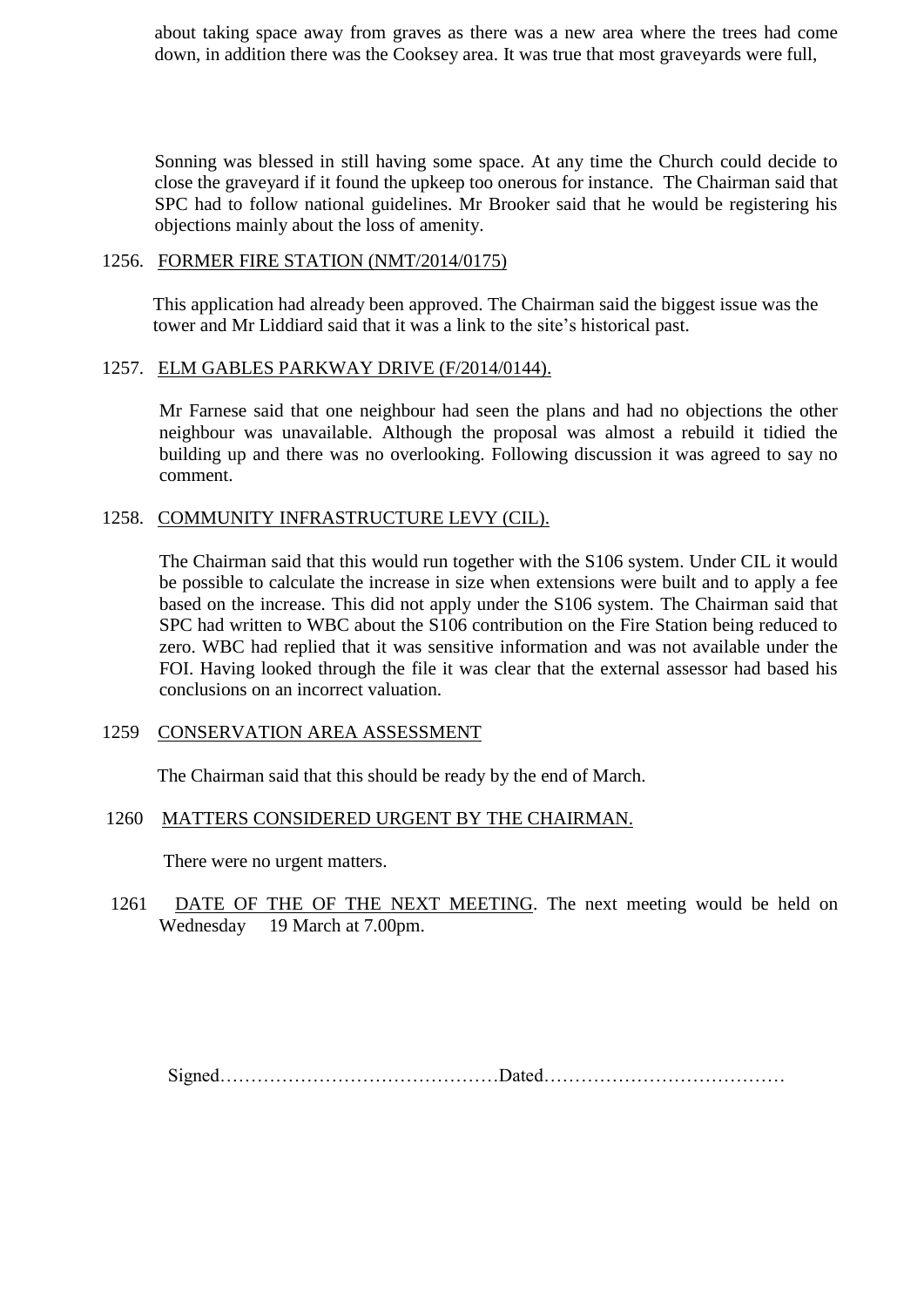about taking space away from graves as there was a new area where the trees had come down, in addition there was the Cooksey area. It was true that most graveyards were full,

Sonning was blessed in still having some space. At any time the Church could decide to close the graveyard if it found the upkeep too onerous for instance. The Chairman said that SPC had to follow national guidelines. Mr Brooker said that he would be registering his objections mainly about the loss of amenity.

1256. FORMER FIRE STATION (NMT/2014/0175)

This application had already been approved. The Chairman said the biggest issue was the tower and Mr Liddiard said that it was a link to the site's historical past.

1257. ELM GABLES PARKWAY DRIVE (F/2014/0144).

Mr Farnese said that one neighbour had seen the plans and had no objections the other neighbour was unavailable. Although the proposal was almost a rebuild it tidied the building up and there was no overlooking. Following discussion it was agreed to say no comment.

1258. COMMUNITY INFRASTRUCTURE LEVY (CIL).

The Chairman said that this would run together with the S106 system. Under CIL it would be possible to calculate the increase in size when extensions were built and to apply a fee based on the increase. This did not apply under the S106 system. The Chairman said that SPC had written to WBC about the S106 contribution on the Fire Station being reduced to zero. WBC had replied that it was sensitive information and was not available under the FOI. Having looked through the file it was clear that the external assessor had based his conclusions on an incorrect valuation.

1259 CONSERVATION AREA ASSESSMENT

The Chairman said that this should be ready by the end of March.

1260 MATTERS CONSIDERED URGENT BY THE CHAIRMAN.

There were no urgent matters.

1261 DATE OF THE OF THE NEXT MEETING. The next meeting would be held on Wednesday 19 March at 7.00pm.

Signed………………………………………Dated…………………………………